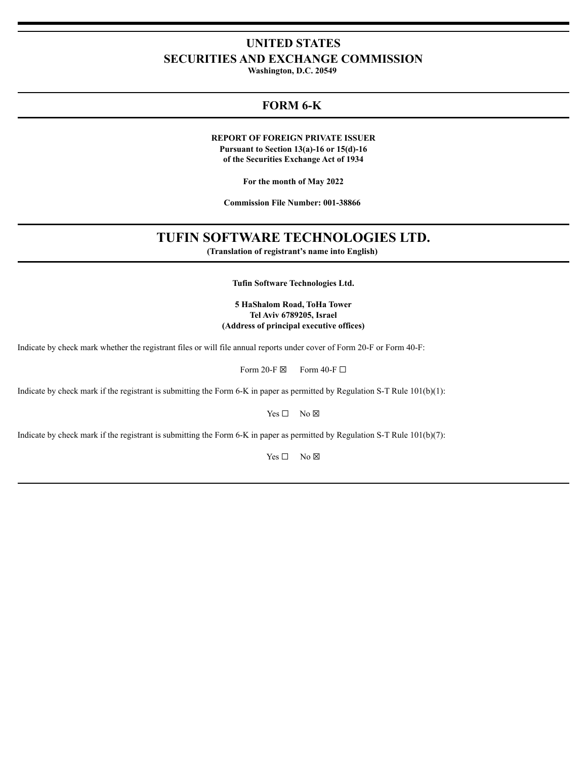# UNITED STATES
# SECURITIES AND EXCHANGE COMMISSION

**Washington, D.C. 20549**

## FORM 6-K

**REPORT OF FOREIGN PRIVATE ISSUER**
**Pursuant to Section 13(a)-16 or 15(d)-16**
**of the Securities Exchange Act of 1934**

**For the month of May 2022**

**Commission File Number: 001-38866**

# TUFIN SOFTWARE TECHNOLOGIES LTD.

**(Translation of registrant's name into English)**

**Tufin Software Technologies Ltd.**

**5 HaShalom Road, ToHa Tower**
**Tel Aviv 6789205, Israel**
**(Address of principal executive offices)**

Indicate by check mark whether the registrant files or will file annual reports under cover of Form 20-F or Form 40-F:

Form 20-F ☒ Form 40-F ☐

Indicate by check mark if the registrant is submitting the Form 6-K in paper as permitted by Regulation S-T Rule 101(b)(1):

Yes ☐ No ☒

Indicate by check mark if the registrant is submitting the Form 6-K in paper as permitted by Regulation S-T Rule 101(b)(7):

Yes ☐ No ☒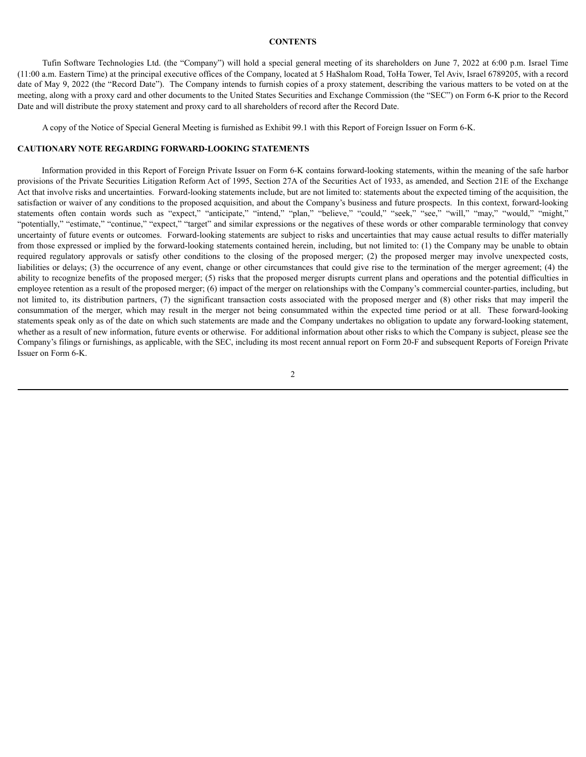**CONTENTS**

Tufin Software Technologies Ltd. (the "Company") will hold a special general meeting of its shareholders on June 7, 2022 at 6:00 p.m. Israel Time (11:00 a.m. Eastern Time) at the principal executive offices of the Company, located at 5 HaShalom Road, ToHa Tower, Tel Aviv, Israel 6789205, with a record date of May 9, 2022 (the "Record Date"). The Company intends to furnish copies of a proxy statement, describing the various matters to be voted on at the meeting, along with a proxy card and other documents to the United States Securities and Exchange Commission (the "SEC") on Form 6-K prior to the Record Date and will distribute the proxy statement and proxy card to all shareholders of record after the Record Date.

A copy of the Notice of Special General Meeting is furnished as Exhibit 99.1 with this Report of Foreign Issuer on Form 6-K.

## CAUTIONARY NOTE REGARDING FORWARD-LOOKING STATEMENTS

Information provided in this Report of Foreign Private Issuer on Form 6-K contains forward-looking statements, within the meaning of the safe harbor provisions of the Private Securities Litigation Reform Act of 1995, Section 27A of the Securities Act of 1933, as amended, and Section 21E of the Exchange Act that involve risks and uncertainties. Forward-looking statements include, but are not limited to: statements about the expected timing of the acquisition, the satisfaction or waiver of any conditions to the proposed acquisition, and about the Company's business and future prospects. In this context, forward-looking statements often contain words such as "expect," "anticipate," "intend," "plan," "believe," "could," "seek," "see," "will," "may," "would," "might," "potentially," "estimate," "continue," "expect," "target" and similar expressions or the negatives of these words or other comparable terminology that convey uncertainty of future events or outcomes. Forward-looking statements are subject to risks and uncertainties that may cause actual results to differ materially from those expressed or implied by the forward-looking statements contained herein, including, but not limited to: (1) the Company may be unable to obtain required regulatory approvals or satisfy other conditions to the closing of the proposed merger; (2) the proposed merger may involve unexpected costs, liabilities or delays; (3) the occurrence of any event, change or other circumstances that could give rise to the termination of the merger agreement; (4) the ability to recognize benefits of the proposed merger; (5) risks that the proposed merger disrupts current plans and operations and the potential difficulties in employee retention as a result of the proposed merger; (6) impact of the merger on relationships with the Company's commercial counter-parties, including, but not limited to, its distribution partners, (7) the significant transaction costs associated with the proposed merger and (8) other risks that may imperil the consummation of the merger, which may result in the merger not being consummated within the expected time period or at all. These forward-looking statements speak only as of the date on which such statements are made and the Company undertakes no obligation to update any forward-looking statement, whether as a result of new information, future events or otherwise. For additional information about other risks to which the Company is subject, please see the Company's filings or furnishings, as applicable, with the SEC, including its most recent annual report on Form 20-F and subsequent Reports of Foreign Private Issuer on Form 6-K.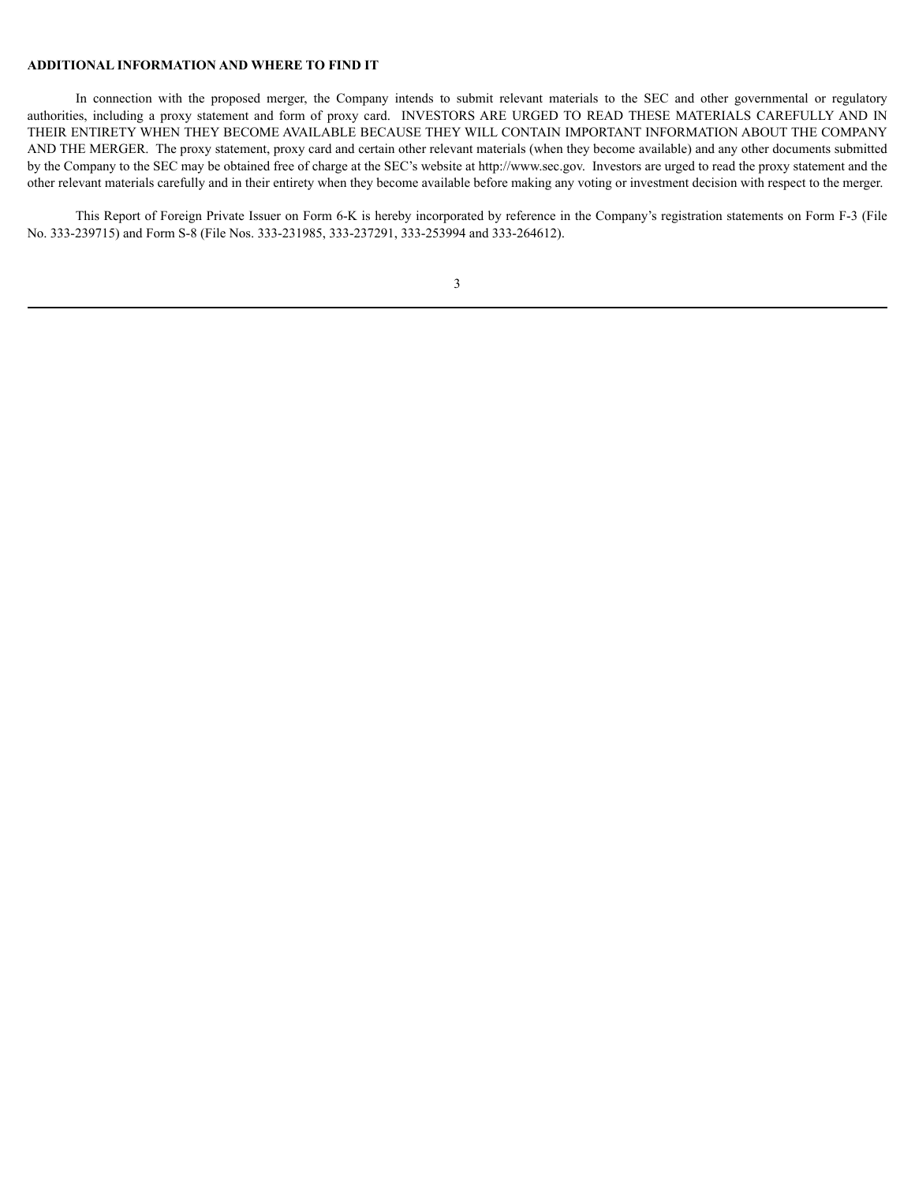**ADDITIONAL INFORMATION AND WHERE TO FIND IT**

In connection with the proposed merger, the Company intends to submit relevant materials to the SEC and other governmental or regulatory authorities, including a proxy statement and form of proxy card. INVESTORS ARE URGED TO READ THESE MATERIALS CAREFULLY AND IN THEIR ENTIRETY WHEN THEY BECOME AVAILABLE BECAUSE THEY WILL CONTAIN IMPORTANT INFORMATION ABOUT THE COMPANY AND THE MERGER. The proxy statement, proxy card and certain other relevant materials (when they become available) and any other documents submitted by the Company to the SEC may be obtained free of charge at the SEC's website at http://www.sec.gov. Investors are urged to read the proxy statement and the other relevant materials carefully and in their entirety when they become available before making any voting or investment decision with respect to the merger.

This Report of Foreign Private Issuer on Form 6-K is hereby incorporated by reference in the Company's registration statements on Form F-3 (File No. 333-239715) and Form S-8 (File Nos. 333-231985, 333-237291, 333-253994 and 333-264612).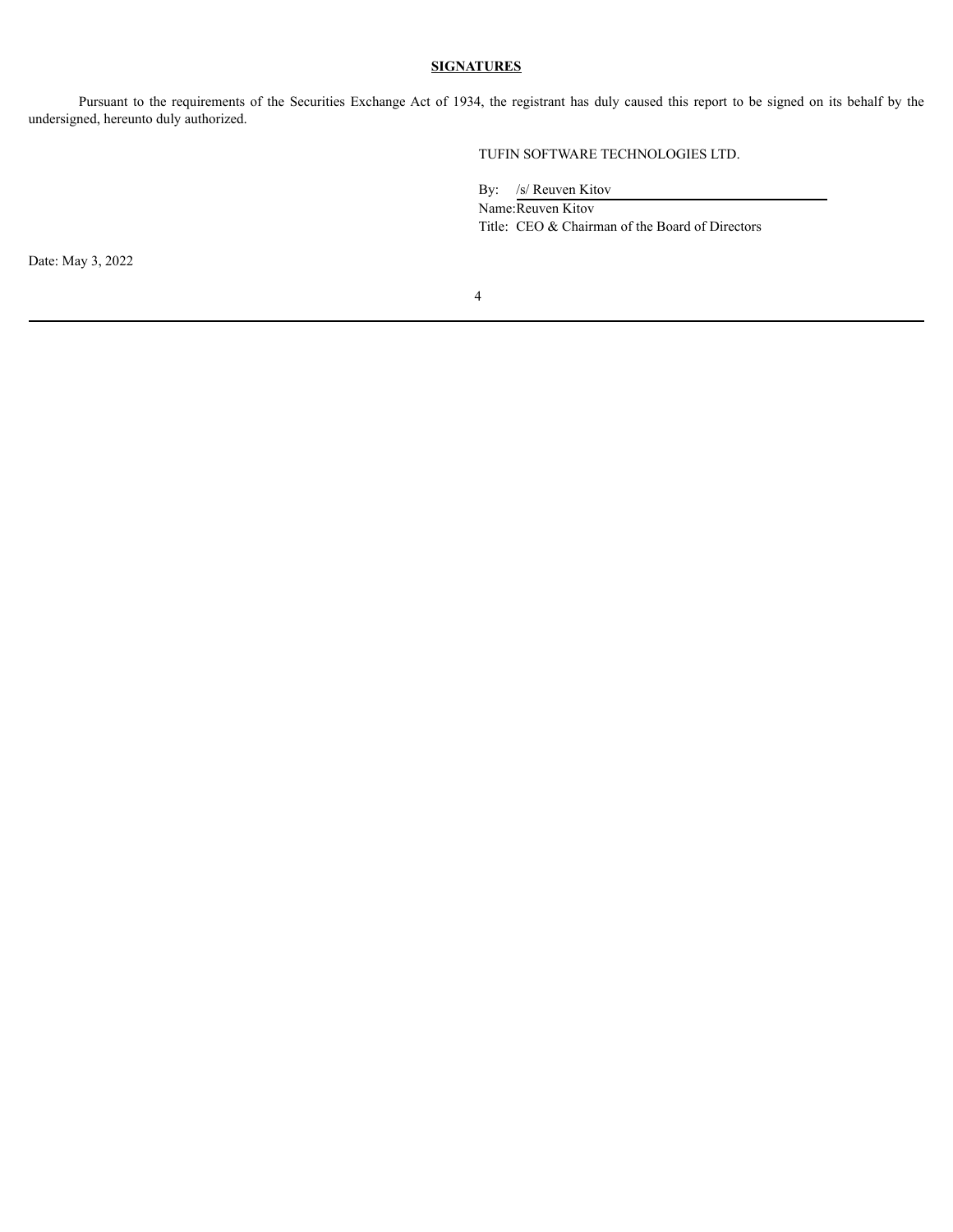## **SIGNATURES**

Pursuant to the requirements of the Securities Exchange Act of 1934, the registrant has duly caused this report to be signed on its behalf by the undersigned, hereunto duly authorized.

TUFIN SOFTWARE TECHNOLOGIES LTD.

By: /s/ Reuven Kitov

Name: Reuven Kitov

Title: CEO & Chairman of the Board of Directors

Date: May 3, 2022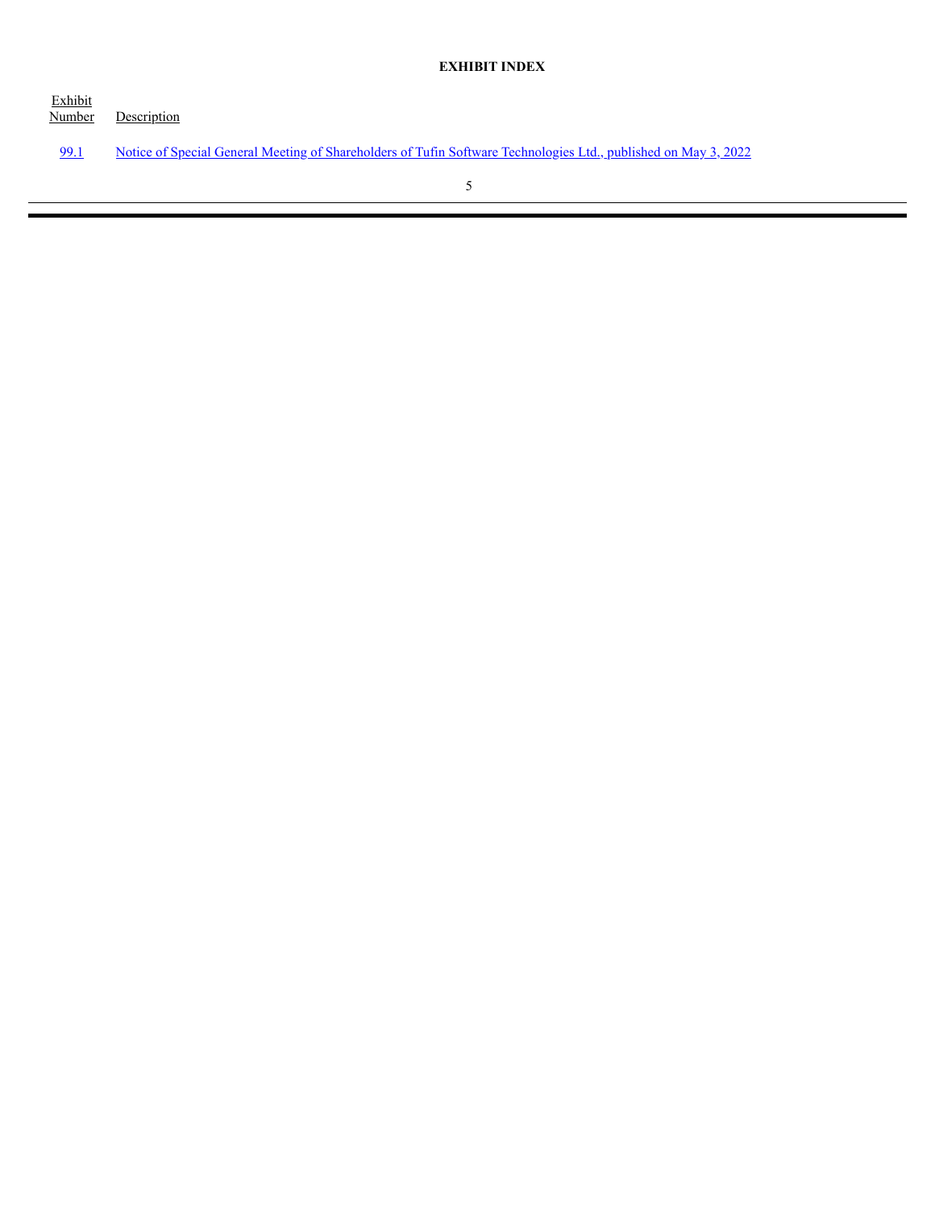**EXHIBIT INDEX**

| Exhibit Number | Description |
| --- | --- |
| 99.1 | Notice of Special General Meeting of Shareholders of Tufin Software Technologies Ltd., published on May 3, 2022 |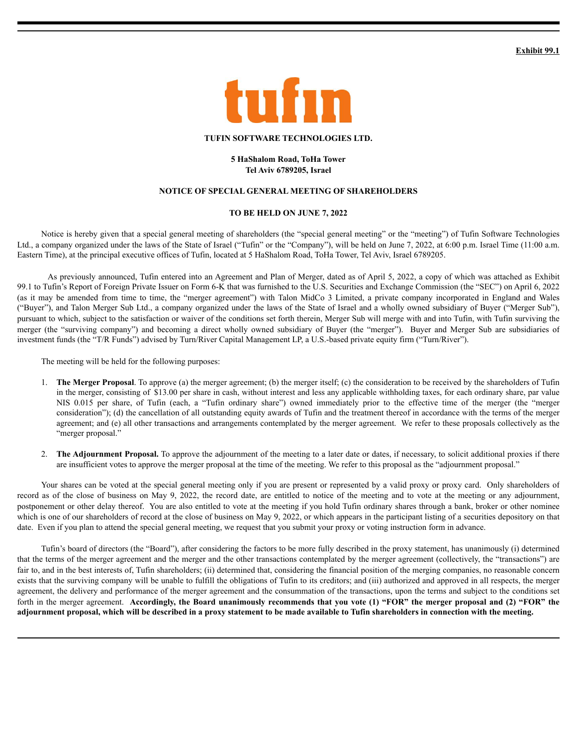**Exhibit 99.1**

tufin

**TUFIN SOFTWARE TECHNOLOGIES LTD.**

**5 HaShalom Road, ToHa Tower**
**Tel Aviv 6789205, Israel**

**NOTICE OF SPECIAL GENERAL MEETING OF SHAREHOLDERS**

**TO BE HELD ON JUNE 7, 2022**

Notice is hereby given that a special general meeting of shareholders (the "special general meeting" or the "meeting") of Tufin Software Technologies Ltd., a company organized under the laws of the State of Israel ("Tufin" or the "Company"), will be held on June 7, 2022, at 6:00 p.m. Israel Time (11:00 a.m. Eastern Time), at the principal executive offices of Tufin, located at 5 HaShalom Road, ToHa Tower, Tel Aviv, Israel 6789205.

As previously announced, Tufin entered into an Agreement and Plan of Merger, dated as of April 5, 2022, a copy of which was attached as Exhibit 99.1 to Tufin's Report of Foreign Private Issuer on Form 6-K that was furnished to the U.S. Securities and Exchange Commission (the "SEC") on April 6, 2022 (as it may be amended from time to time, the "merger agreement") with Talon MidCo 3 Limited, a private company incorporated in England and Wales ("Buyer"), and Talon Merger Sub Ltd., a company organized under the laws of the State of Israel and a wholly owned subsidiary of Buyer ("Merger Sub"), pursuant to which, subject to the satisfaction or waiver of the conditions set forth therein, Merger Sub will merge with and into Tufin, with Tufin surviving the merger (the "surviving company") and becoming a direct wholly owned subsidiary of Buyer (the "merger"). Buyer and Merger Sub are subsidiaries of investment funds (the "T/R Funds") advised by Turn/River Capital Management LP, a U.S.-based private equity firm ("Turn/River").

The meeting will be held for the following purposes:

1. **The Merger Proposal**. To approve (a) the merger agreement; (b) the merger itself; (c) the consideration to be received by the shareholders of Tufin in the merger, consisting of $13.00 per share in cash, without interest and less any applicable withholding taxes, for each ordinary share, par value NIS 0.015 per share, of Tufin (each, a "Tufin ordinary share") owned immediately prior to the effective time of the merger (the "merger consideration"); (d) the cancellation of all outstanding equity awards of Tufin and the treatment thereof in accordance with the terms of the merger agreement; and (e) all other transactions and arrangements contemplated by the merger agreement. We refer to these proposals collectively as the "merger proposal."

2. **The Adjournment Proposal.** To approve the adjournment of the meeting to a later date or dates, if necessary, to solicit additional proxies if there are insufficient votes to approve the merger proposal at the time of the meeting. We refer to this proposal as the "adjournment proposal."

Your shares can be voted at the special general meeting only if you are present or represented by a valid proxy or proxy card. Only shareholders of record as of the close of business on May 9, 2022, the record date, are entitled to notice of the meeting and to vote at the meeting or any adjournment, postponement or other delay thereof. You are also entitled to vote at the meeting if you hold Tufin ordinary shares through a bank, broker or other nominee which is one of our shareholders of record at the close of business on May 9, 2022, or which appears in the participant listing of a securities depository on that date. Even if you plan to attend the special general meeting, we request that you submit your proxy or voting instruction form in advance.

Tufin's board of directors (the "Board"), after considering the factors to be more fully described in the proxy statement, has unanimously (i) determined that the terms of the merger agreement and the merger and the other transactions contemplated by the merger agreement (collectively, the "transactions") are fair to, and in the best interests of, Tufin shareholders; (ii) determined that, considering the financial position of the merging companies, no reasonable concern exists that the surviving company will be unable to fulfill the obligations of Tufin to its creditors; and (iii) authorized and approved in all respects, the merger agreement, the delivery and performance of the merger agreement and the consummation of the transactions, upon the terms and subject to the conditions set forth in the merger agreement. **Accordingly, the Board unanimously recommends that you vote (1) "FOR" the merger proposal and (2) "FOR" the adjournment proposal, which will be described in a proxy statement to be made available to Tufin shareholders in connection with the meeting.**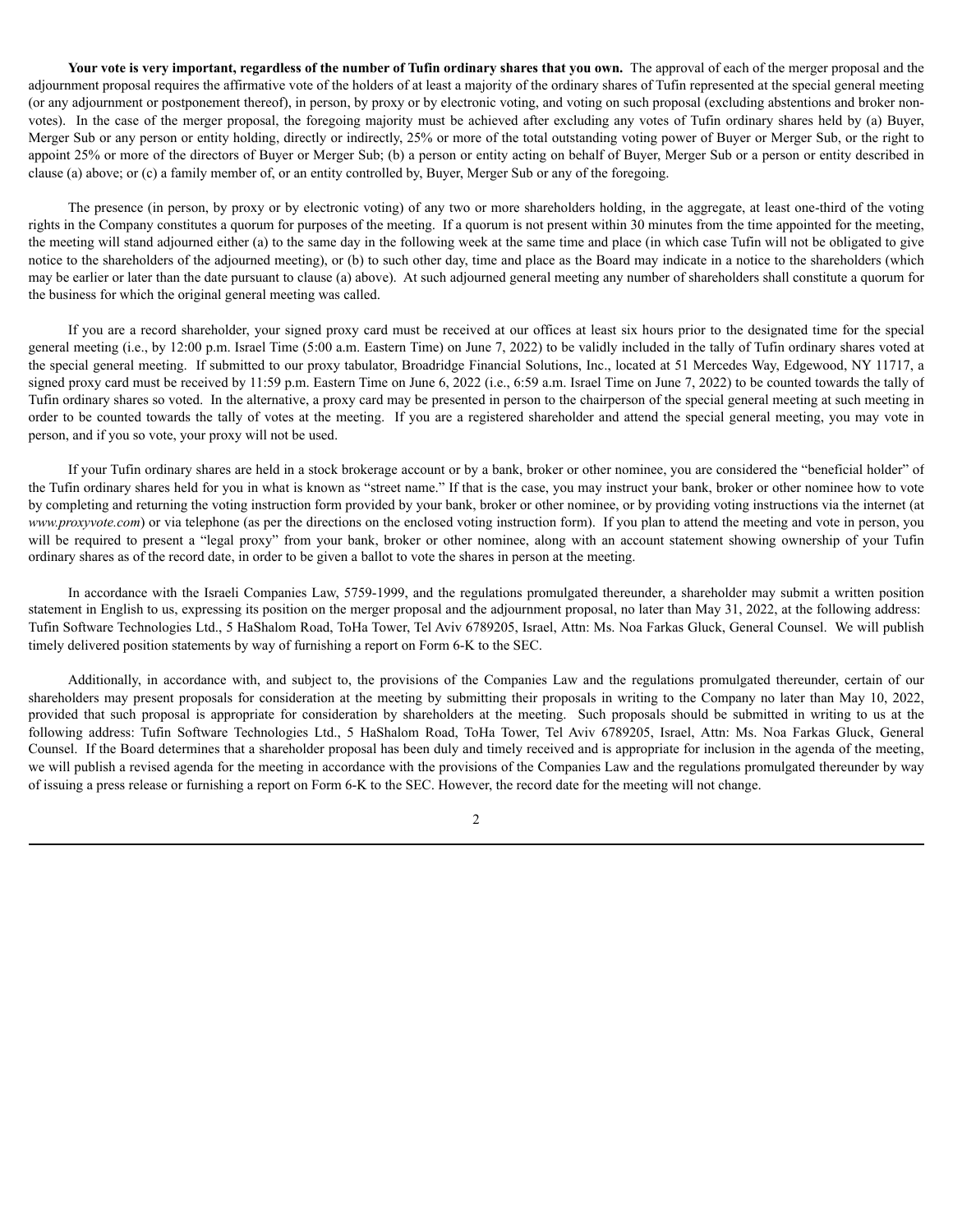**Your vote is very important, regardless of the number of Tufin ordinary shares that you own.** The approval of each of the merger proposal and the adjournment proposal requires the affirmative vote of the holders of at least a majority of the ordinary shares of Tufin represented at the special general meeting (or any adjournment or postponement thereof), in person, by proxy or by electronic voting, and voting on such proposal (excluding abstentions and broker non-votes). In the case of the merger proposal, the foregoing majority must be achieved after excluding any votes of Tufin ordinary shares held by (a) Buyer, Merger Sub or any person or entity holding, directly or indirectly, 25% or more of the total outstanding voting power of Buyer or Merger Sub, or the right to appoint 25% or more of the directors of Buyer or Merger Sub; (b) a person or entity acting on behalf of Buyer, Merger Sub or a person or entity described in clause (a) above; or (c) a family member of, or an entity controlled by, Buyer, Merger Sub or any of the foregoing.

The presence (in person, by proxy or by electronic voting) of any two or more shareholders holding, in the aggregate, at least one-third of the voting rights in the Company constitutes a quorum for purposes of the meeting. If a quorum is not present within 30 minutes from the time appointed for the meeting, the meeting will stand adjourned either (a) to the same day in the following week at the same time and place (in which case Tufin will not be obligated to give notice to the shareholders of the adjourned meeting), or (b) to such other day, time and place as the Board may indicate in a notice to the shareholders (which may be earlier or later than the date pursuant to clause (a) above). At such adjourned general meeting any number of shareholders shall constitute a quorum for the business for which the original general meeting was called.

If you are a record shareholder, your signed proxy card must be received at our offices at least six hours prior to the designated time for the special general meeting (i.e., by 12:00 p.m. Israel Time (5:00 a.m. Eastern Time) on June 7, 2022) to be validly included in the tally of Tufin ordinary shares voted at the special general meeting. If submitted to our proxy tabulator, Broadridge Financial Solutions, Inc., located at 51 Mercedes Way, Edgewood, NY 11717, a signed proxy card must be received by 11:59 p.m. Eastern Time on June 6, 2022 (i.e., 6:59 a.m. Israel Time on June 7, 2022) to be counted towards the tally of Tufin ordinary shares so voted. In the alternative, a proxy card may be presented in person to the chairperson of the special general meeting at such meeting in order to be counted towards the tally of votes at the meeting. If you are a registered shareholder and attend the special general meeting, you may vote in person, and if you so vote, your proxy will not be used.

If your Tufin ordinary shares are held in a stock brokerage account or by a bank, broker or other nominee, you are considered the "beneficial holder" of the Tufin ordinary shares held for you in what is known as "street name." If that is the case, you may instruct your bank, broker or other nominee how to vote by completing and returning the voting instruction form provided by your bank, broker or other nominee, or by providing voting instructions via the internet (at *www.proxyvote.com*) or via telephone (as per the directions on the enclosed voting instruction form). If you plan to attend the meeting and vote in person, you will be required to present a "legal proxy" from your bank, broker or other nominee, along with an account statement showing ownership of your Tufin ordinary shares as of the record date, in order to be given a ballot to vote the shares in person at the meeting.

In accordance with the Israeli Companies Law, 5759-1999, and the regulations promulgated thereunder, a shareholder may submit a written position statement in English to us, expressing its position on the merger proposal and the adjournment proposal, no later than May 31, 2022, at the following address: Tufin Software Technologies Ltd., 5 HaShalom Road, ToHa Tower, Tel Aviv 6789205, Israel, Attn: Ms. Noa Farkas Gluck, General Counsel. We will publish timely delivered position statements by way of furnishing a report on Form 6-K to the SEC.

Additionally, in accordance with, and subject to, the provisions of the Companies Law and the regulations promulgated thereunder, certain of our shareholders may present proposals for consideration at the meeting by submitting their proposals in writing to the Company no later than May 10, 2022, provided that such proposal is appropriate for consideration by shareholders at the meeting. Such proposals should be submitted in writing to us at the following address: Tufin Software Technologies Ltd., 5 HaShalom Road, ToHa Tower, Tel Aviv 6789205, Israel, Attn: Ms. Noa Farkas Gluck, General Counsel. If the Board determines that a shareholder proposal has been duly and timely received and is appropriate for inclusion in the agenda of the meeting, we will publish a revised agenda for the meeting in accordance with the provisions of the Companies Law and the regulations promulgated thereunder by way of issuing a press release or furnishing a report on Form 6-K to the SEC. However, the record date for the meeting will not change.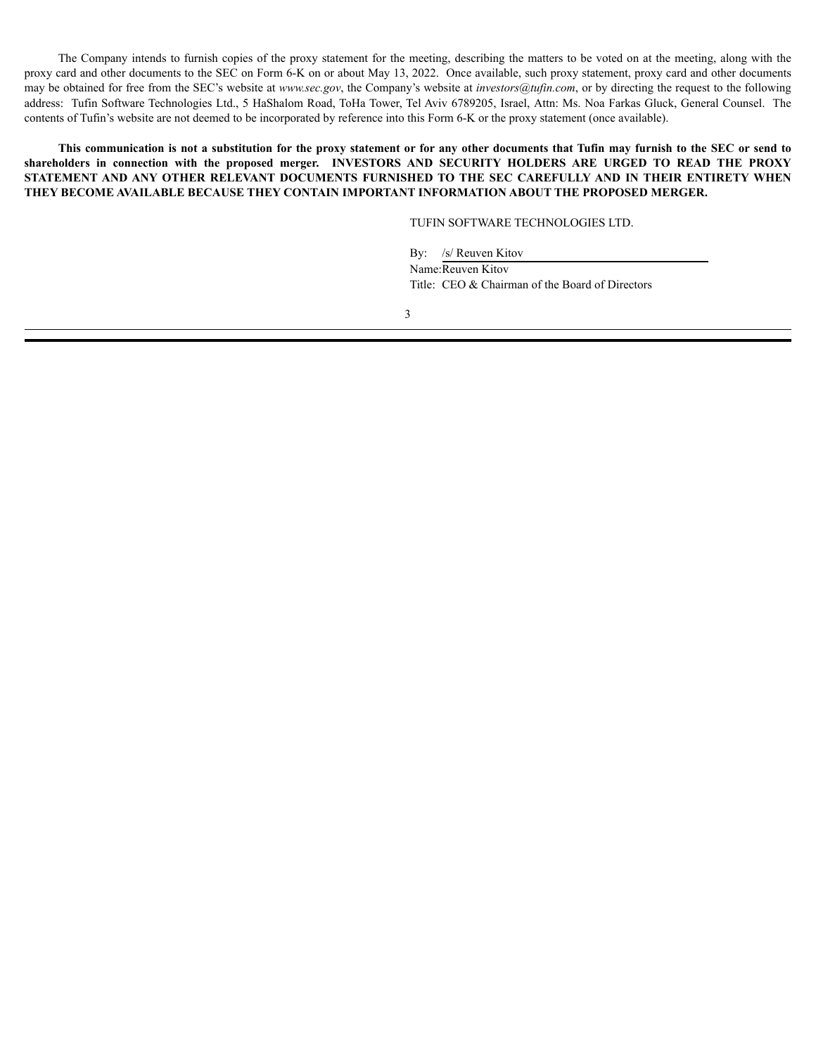The Company intends to furnish copies of the proxy statement for the meeting, describing the matters to be voted on at the meeting, along with the proxy card and other documents to the SEC on Form 6-K on or about May 13, 2022. Once available, such proxy statement, proxy card and other documents may be obtained for free from the SEC's website at *www.sec.gov*, the Company's website at *investors@tufin.com*, or by directing the request to the following address: Tufin Software Technologies Ltd., 5 HaShalom Road, ToHa Tower, Tel Aviv 6789205, Israel, Attn: Ms. Noa Farkas Gluck, General Counsel. The contents of Tufin's website are not deemed to be incorporated by reference into this Form 6-K or the proxy statement (once available).

**This communication is not a substitution for the proxy statement or for any other documents that Tufin may furnish to the SEC or send to shareholders in connection with the proposed merger. INVESTORS AND SECURITY HOLDERS ARE URGED TO READ THE PROXY STATEMENT AND ANY OTHER RELEVANT DOCUMENTS FURNISHED TO THE SEC CAREFULLY AND IN THEIR ENTIRETY WHEN THEY BECOME AVAILABLE BECAUSE THEY CONTAIN IMPORTANT INFORMATION ABOUT THE PROPOSED MERGER.**

TUFIN SOFTWARE TECHNOLOGIES LTD.

By: /s/ Reuven Kitov
Name: Reuven Kitov
Title: CEO & Chairman of the Board of Directors